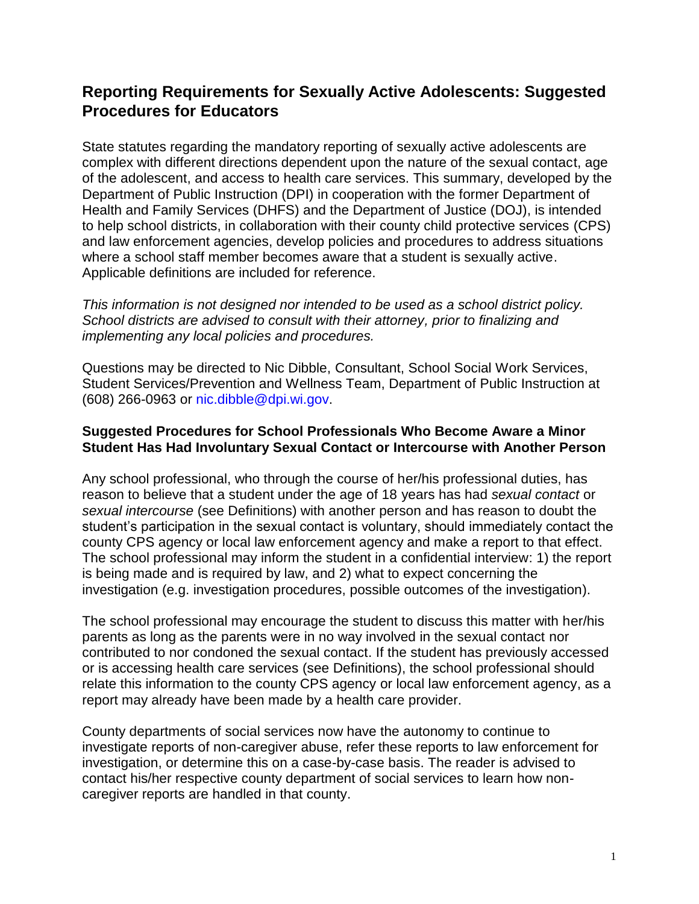# Reporting Requirements for Sexually Active Adolescents: Suggested Procedures for Educators

State statutes regarding the mandatory reporting of sexually active adolescents are complex with different directions dependent upon the nature of the sexual contact, age of the adolescent, and access to health care services. This summary, developed by the Department of Public Instruction (DPI) in cooperation with the former Department of Health and Family Services (DHFS) and the Department of Justice (DOJ), is intended to help school districts, in collaboration with their county child protective services (CPS) and law enforcement agencies, develop policies and procedures to address situations where a school staff member becomes aware that a student is sexually active. Applicable definitions are included for reference.

*This information is not designed nor intended to be used as a school district policy. School districts are advised to consult with their attorney, prior to finalizing and implementing any local policies and procedures.*

Questions may be directed to Nic Dibble, Consultant, School Social Work Services, Student Services/Prevention and Wellness Team, Department of Public Instruction at (608) 266-0963 or nic.dibble@dpi.wi.gov.

### Suggested Procedures for School Professionals Who Become Aware a Minor Student Has Had Involuntary Sexual Contact or Intercourse with Another Person

Any school professional, who through the course of her/his professional duties, has reason to believe that a student under the age of 18 years has had *sexual contact* or *sexual intercourse* (see Definitions) with another person and has reason to doubt the student's participation in the sexual contact is voluntary, should immediately contact the county CPS agency or local law enforcement agency and make a report to that effect. The school professional may inform the student in a confidential interview: 1) the report is being made and is required by law, and 2) what to expect concerning the investigation (e.g. investigation procedures, possible outcomes of the investigation).

The school professional may encourage the student to discuss this matter with her/his parents as long as the parents were in no way involved in the sexual contact nor contributed to nor condoned the sexual contact. If the student has previously accessed or is accessing health care services (see Definitions), the school professional should relate this information to the county CPS agency or local law enforcement agency, as a report may already have been made by a health care provider.

County departments of social services now have the autonomy to continue to investigate reports of non-caregiver abuse, refer these reports to law enforcement for investigation, or determine this on a case-by-case basis. The reader is advised to contact his/her respective county department of social services to learn how non-caregiver reports are handled in that county.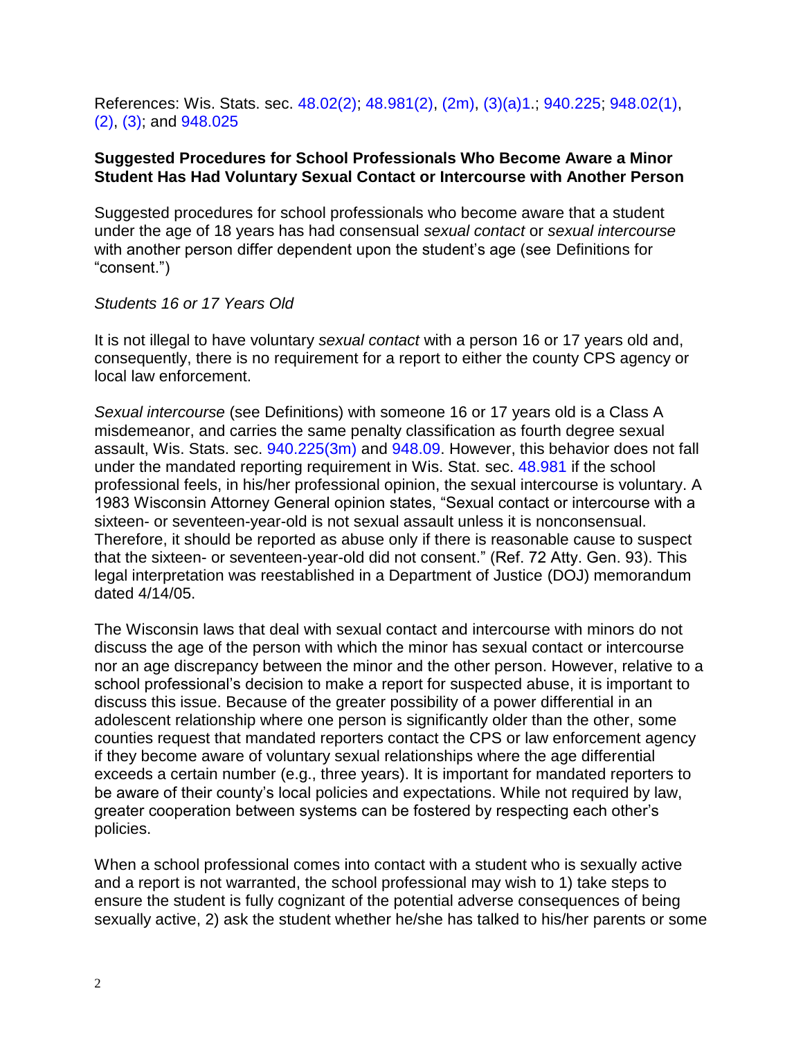References: Wis. Stats. sec. 48.02(2); 48.981(2), (2m), (3)(a)1.; 940.225; 948.02(1), (2), (3); and 948.025

**Suggested Procedures for School Professionals Who Become Aware a Minor Student Has Had Voluntary Sexual Contact or Intercourse with Another Person**

Suggested procedures for school professionals who become aware that a student under the age of 18 years has had consensual *sexual contact* or *sexual intercourse* with another person differ dependent upon the student's age (see Definitions for "consent.")

*Students 16 or 17 Years Old*

It is not illegal to have voluntary *sexual contact* with a person 16 or 17 years old and, consequently, there is no requirement for a report to either the county CPS agency or local law enforcement.

*Sexual intercourse* (see Definitions) with someone 16 or 17 years old is a Class A misdemeanor, and carries the same penalty classification as fourth degree sexual assault, Wis. Stats. sec. 940.225(3m) and 948.09. However, this behavior does not fall under the mandated reporting requirement in Wis. Stat. sec. 48.981 if the school professional feels, in his/her professional opinion, the sexual intercourse is voluntary. A 1983 Wisconsin Attorney General opinion states, "Sexual contact or intercourse with a sixteen- or seventeen-year-old is not sexual assault unless it is nonconsensual. Therefore, it should be reported as abuse only if there is reasonable cause to suspect that the sixteen- or seventeen-year-old did not consent." (Ref. 72 Atty. Gen. 93). This legal interpretation was reestablished in a Department of Justice (DOJ) memorandum dated 4/14/05.

The Wisconsin laws that deal with sexual contact and intercourse with minors do not discuss the age of the person with which the minor has sexual contact or intercourse nor an age discrepancy between the minor and the other person. However, relative to a school professional's decision to make a report for suspected abuse, it is important to discuss this issue. Because of the greater possibility of a power differential in an adolescent relationship where one person is significantly older than the other, some counties request that mandated reporters contact the CPS or law enforcement agency if they become aware of voluntary sexual relationships where the age differential exceeds a certain number (e.g., three years). It is important for mandated reporters to be aware of their county's local policies and expectations. While not required by law, greater cooperation between systems can be fostered by respecting each other's policies.

When a school professional comes into contact with a student who is sexually active and a report is not warranted, the school professional may wish to 1) take steps to ensure the student is fully cognizant of the potential adverse consequences of being sexually active, 2) ask the student whether he/she has talked to his/her parents or some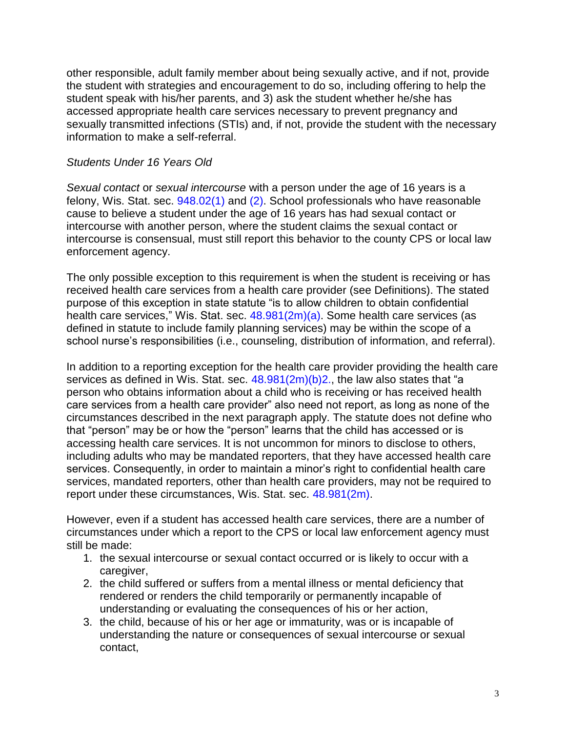other responsible, adult family member about being sexually active, and if not, provide the student with strategies and encouragement to do so, including offering to help the student speak with his/her parents, and 3) ask the student whether he/she has accessed appropriate health care services necessary to prevent pregnancy and sexually transmitted infections (STIs) and, if not, provide the student with the necessary information to make a self-referral.

*Students Under 16 Years Old*

*Sexual contact* or *sexual intercourse* with a person under the age of 16 years is a felony, Wis. Stat. sec. 948.02(1) and (2). School professionals who have reasonable cause to believe a student under the age of 16 years has had sexual contact or intercourse with another person, where the student claims the sexual contact or intercourse is consensual, must still report this behavior to the county CPS or local law enforcement agency.

The only possible exception to this requirement is when the student is receiving or has received health care services from a health care provider (see Definitions). The stated purpose of this exception in state statute "is to allow children to obtain confidential health care services," Wis. Stat. sec. 48.981(2m)(a). Some health care services (as defined in statute to include family planning services) may be within the scope of a school nurse's responsibilities (i.e., counseling, distribution of information, and referral).

In addition to a reporting exception for the health care provider providing the health care services as defined in Wis. Stat. sec. 48.981(2m)(b)2., the law also states that "a person who obtains information about a child who is receiving or has received health care services from a health care provider" also need not report, as long as none of the circumstances described in the next paragraph apply. The statute does not define who that "person" may be or how the "person" learns that the child has accessed or is accessing health care services. It is not uncommon for minors to disclose to others, including adults who may be mandated reporters, that they have accessed health care services. Consequently, in order to maintain a minor's right to confidential health care services, mandated reporters, other than health care providers, may not be required to report under these circumstances, Wis. Stat. sec. 48.981(2m).

However, even if a student has accessed health care services, there are a number of circumstances under which a report to the CPS or local law enforcement agency must still be made:

1. the sexual intercourse or sexual contact occurred or is likely to occur with a caregiver,
2. the child suffered or suffers from a mental illness or mental deficiency that rendered or renders the child temporarily or permanently incapable of understanding or evaluating the consequences of his or her action,
3. the child, because of his or her age or immaturity, was or is incapable of understanding the nature or consequences of sexual intercourse or sexual contact,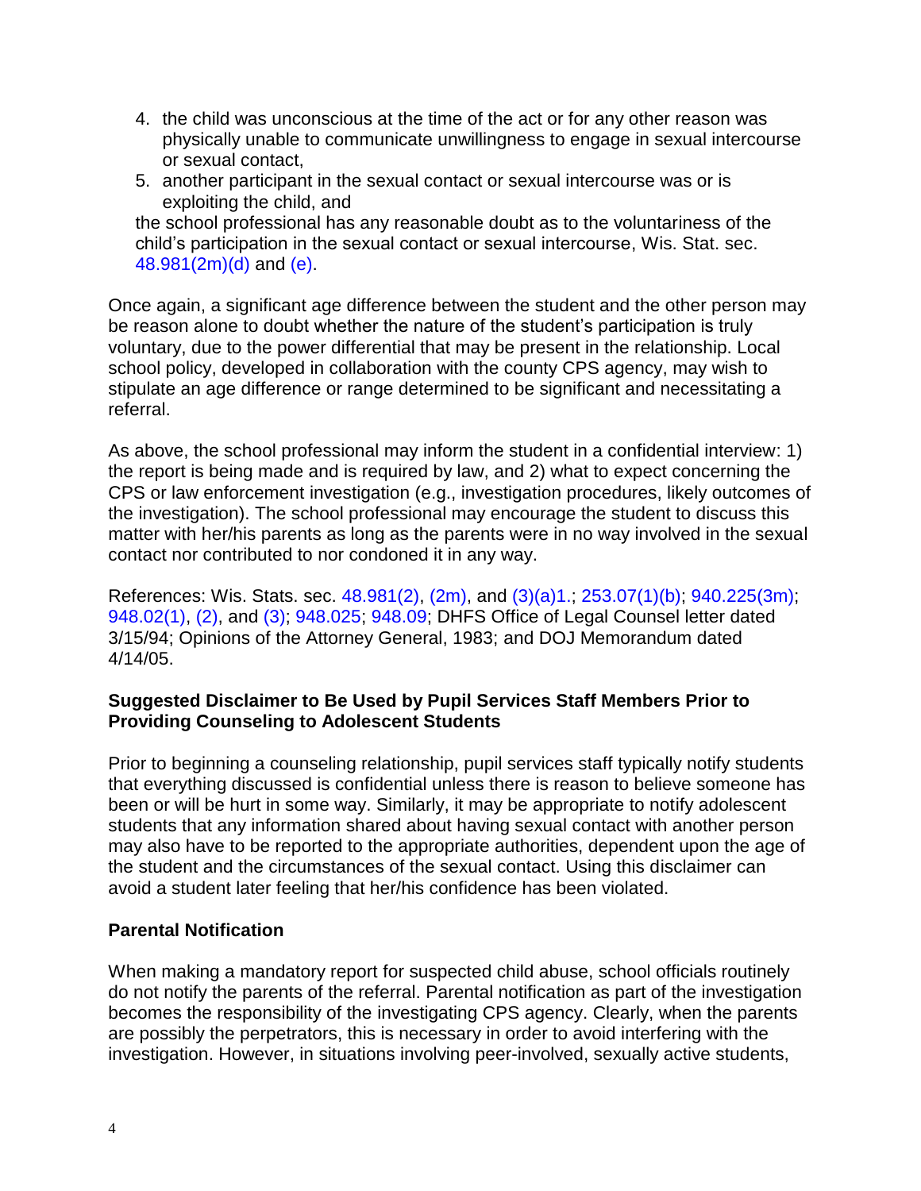4. the child was unconscious at the time of the act or for any other reason was physically unable to communicate unwillingness to engage in sexual intercourse or sexual contact,
5. another participant in the sexual contact or sexual intercourse was or is exploiting the child, and

the school professional has any reasonable doubt as to the voluntariness of the child's participation in the sexual contact or sexual intercourse, Wis. Stat. sec. 48.981(2m)(d) and (e).

Once again, a significant age difference between the student and the other person may be reason alone to doubt whether the nature of the student's participation is truly voluntary, due to the power differential that may be present in the relationship. Local school policy, developed in collaboration with the county CPS agency, may wish to stipulate an age difference or range determined to be significant and necessitating a referral.

As above, the school professional may inform the student in a confidential interview: 1) the report is being made and is required by law, and 2) what to expect concerning the CPS or law enforcement investigation (e.g., investigation procedures, likely outcomes of the investigation). The school professional may encourage the student to discuss this matter with her/his parents as long as the parents were in no way involved in the sexual contact nor contributed to nor condoned it in any way.

References: Wis. Stats. sec. 48.981(2), (2m), and (3)(a)1.; 253.07(1)(b); 940.225(3m); 948.02(1), (2), and (3); 948.025; 948.09; DHFS Office of Legal Counsel letter dated 3/15/94; Opinions of the Attorney General, 1983; and DOJ Memorandum dated 4/14/05.

### Suggested Disclaimer to Be Used by Pupil Services Staff Members Prior to Providing Counseling to Adolescent Students

Prior to beginning a counseling relationship, pupil services staff typically notify students that everything discussed is confidential unless there is reason to believe someone has been or will be hurt in some way. Similarly, it may be appropriate to notify adolescent students that any information shared about having sexual contact with another person may also have to be reported to the appropriate authorities, dependent upon the age of the student and the circumstances of the sexual contact. Using this disclaimer can avoid a student later feeling that her/his confidence has been violated.

### Parental Notification

When making a mandatory report for suspected child abuse, school officials routinely do not notify the parents of the referral. Parental notification as part of the investigation becomes the responsibility of the investigating CPS agency. Clearly, when the parents are possibly the perpetrators, this is necessary in order to avoid interfering with the investigation. However, in situations involving peer-involved, sexually active students,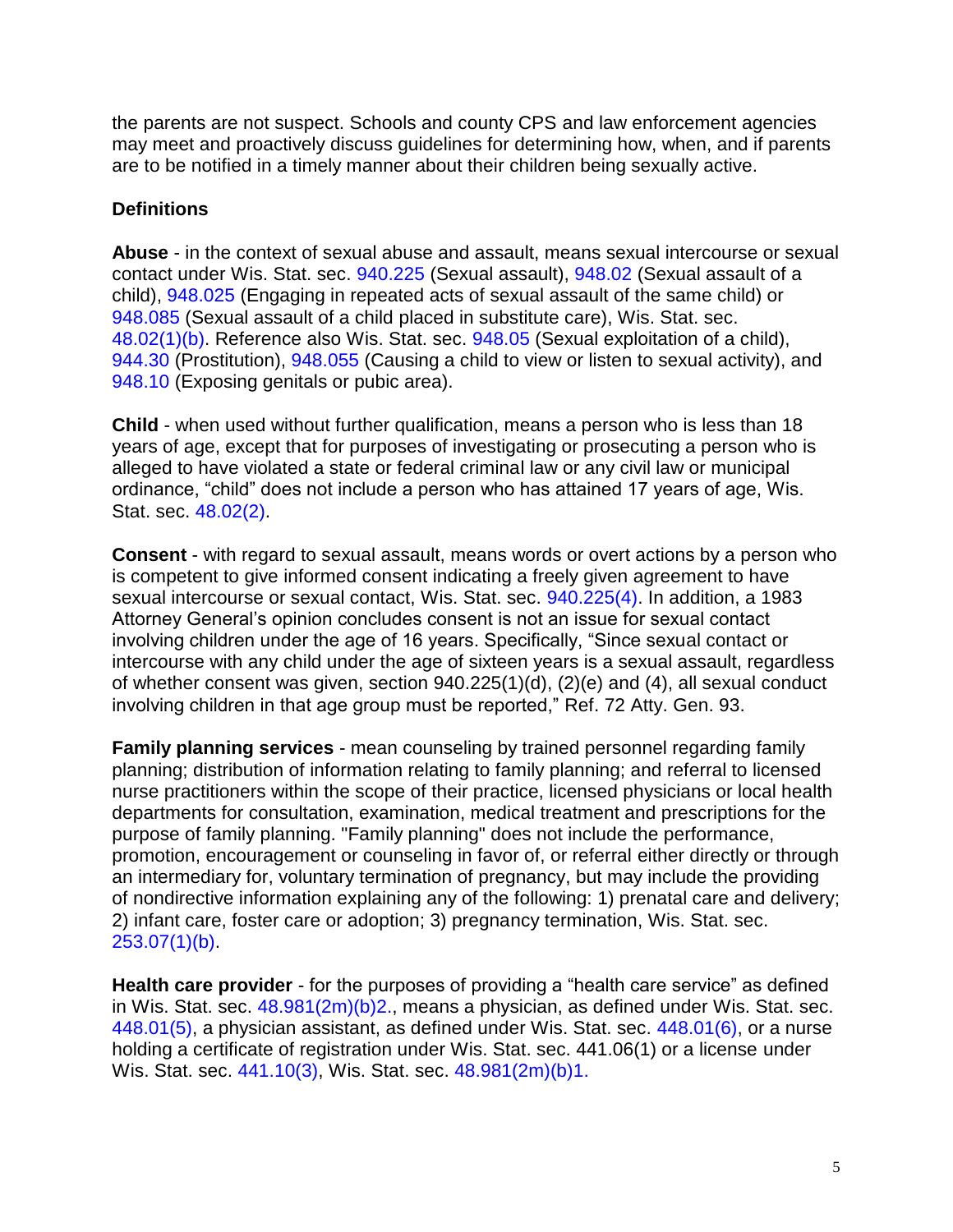the parents are not suspect. Schools and county CPS and law enforcement agencies may meet and proactively discuss guidelines for determining how, when, and if parents are to be notified in a timely manner about their children being sexually active.

**Definitions**

**Abuse** - in the context of sexual abuse and assault, means sexual intercourse or sexual contact under Wis. Stat. sec. 940.225 (Sexual assault), 948.02 (Sexual assault of a child), 948.025 (Engaging in repeated acts of sexual assault of the same child) or 948.085 (Sexual assault of a child placed in substitute care), Wis. Stat. sec. 48.02(1)(b). Reference also Wis. Stat. sec. 948.05 (Sexual exploitation of a child), 944.30 (Prostitution), 948.055 (Causing a child to view or listen to sexual activity), and 948.10 (Exposing genitals or pubic area).

**Child** - when used without further qualification, means a person who is less than 18 years of age, except that for purposes of investigating or prosecuting a person who is alleged to have violated a state or federal criminal law or any civil law or municipal ordinance, "child" does not include a person who has attained 17 years of age, Wis. Stat. sec. 48.02(2).

**Consent** - with regard to sexual assault, means words or overt actions by a person who is competent to give informed consent indicating a freely given agreement to have sexual intercourse or sexual contact, Wis. Stat. sec. 940.225(4). In addition, a 1983 Attorney General's opinion concludes consent is not an issue for sexual contact involving children under the age of 16 years. Specifically, "Since sexual contact or intercourse with any child under the age of sixteen years is a sexual assault, regardless of whether consent was given, section 940.225(1)(d), (2)(e) and (4), all sexual conduct involving children in that age group must be reported," Ref. 72 Atty. Gen. 93.

**Family planning services** - mean counseling by trained personnel regarding family planning; distribution of information relating to family planning; and referral to licensed nurse practitioners within the scope of their practice, licensed physicians or local health departments for consultation, examination, medical treatment and prescriptions for the purpose of family planning. "Family planning" does not include the performance, promotion, encouragement or counseling in favor of, or referral either directly or through an intermediary for, voluntary termination of pregnancy, but may include the providing of nondirective information explaining any of the following: 1) prenatal care and delivery; 2) infant care, foster care or adoption; 3) pregnancy termination, Wis. Stat. sec. 253.07(1)(b).

**Health care provider** - for the purposes of providing a "health care service" as defined in Wis. Stat. sec. 48.981(2m)(b)2., means a physician, as defined under Wis. Stat. sec. 448.01(5), a physician assistant, as defined under Wis. Stat. sec. 448.01(6), or a nurse holding a certificate of registration under Wis. Stat. sec. 441.06(1) or a license under Wis. Stat. sec. 441.10(3), Wis. Stat. sec. 48.981(2m)(b)1.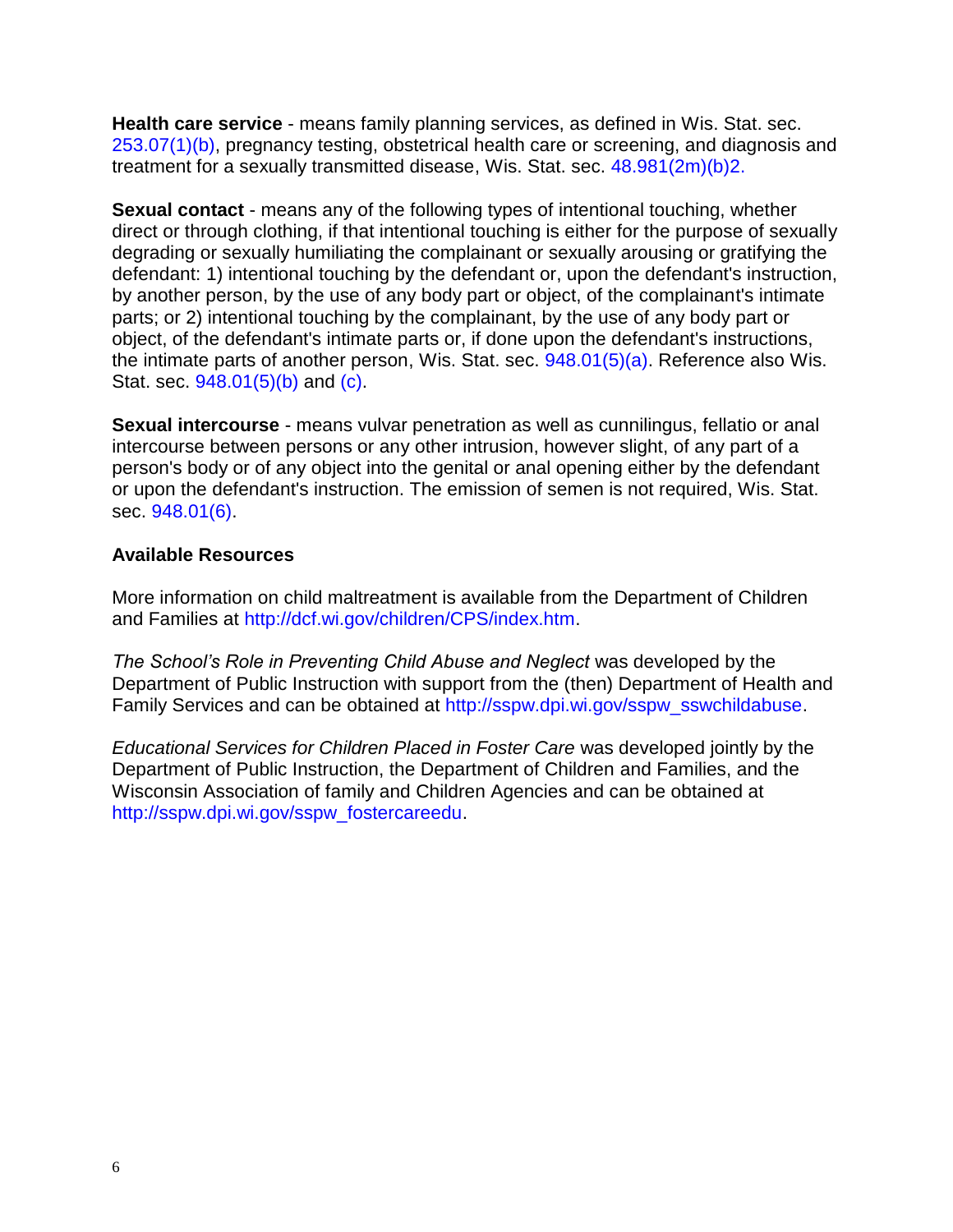**Health care service** - means family planning services, as defined in Wis. Stat. sec. 253.07(1)(b), pregnancy testing, obstetrical health care or screening, and diagnosis and treatment for a sexually transmitted disease, Wis. Stat. sec. 48.981(2m)(b)2.

**Sexual contact** - means any of the following types of intentional touching, whether direct or through clothing, if that intentional touching is either for the purpose of sexually degrading or sexually humiliating the complainant or sexually arousing or gratifying the defendant: 1) intentional touching by the defendant or, upon the defendant's instruction, by another person, by the use of any body part or object, of the complainant's intimate parts; or 2) intentional touching by the complainant, by the use of any body part or object, of the defendant's intimate parts or, if done upon the defendant's instructions, the intimate parts of another person, Wis. Stat. sec. 948.01(5)(a). Reference also Wis. Stat. sec. 948.01(5)(b) and (c).

**Sexual intercourse** - means vulvar penetration as well as cunnilingus, fellatio or anal intercourse between persons or any other intrusion, however slight, of any part of a person's body or of any object into the genital or anal opening either by the defendant or upon the defendant's instruction. The emission of semen is not required, Wis. Stat. sec. 948.01(6).

### Available Resources

More information on child maltreatment is available from the Department of Children and Families at http://dcf.wi.gov/children/CPS/index.htm.

*The School's Role in Preventing Child Abuse and Neglect* was developed by the Department of Public Instruction with support from the (then) Department of Health and Family Services and can be obtained at http://sspw.dpi.wi.gov/sspw_sswchildabuse.

*Educational Services for Children Placed in Foster Care* was developed jointly by the Department of Public Instruction, the Department of Children and Families, and the Wisconsin Association of family and Children Agencies and can be obtained at http://sspw.dpi.wi.gov/sspw_fostercareedu.